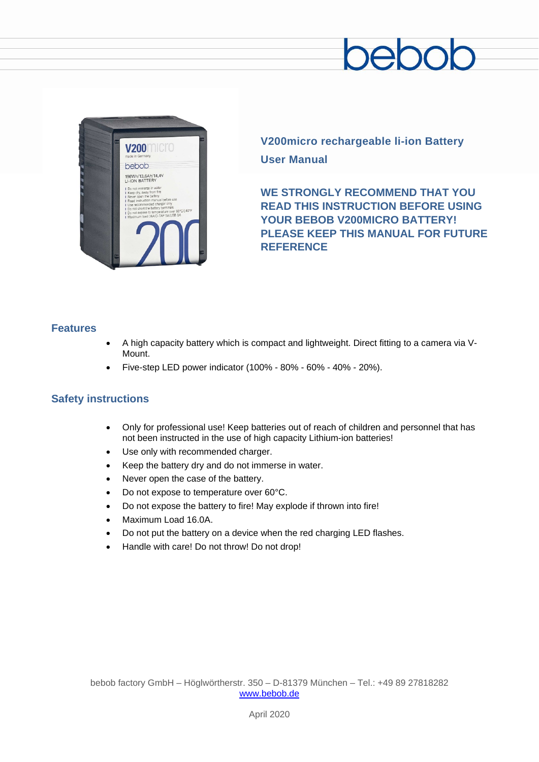bebob

## V200micro rechargeable li-ion Battery

## User Manual

**WE STRONGLY RECOMMEND THAT YOU READ THIS INSTRUCTION BEFORE USING YOUR BEBOB V200MICRO BATTERY! PLEASE KEEP THIS MANUAL FOR FUTURE REFERENCE**

## Features

- A high capacity battery which is compact and lightweight. Direct fitting to a camera via V-Mount.
- Five-step LED power indicator (100% - 80% - 60% - 40% - 20%).

## Safety instructions

- Only for professional use! Keep batteries out of reach of children and personnel that has not been instructed in the use of high capacity Lithium-ion batteries!
- Use only with recommended charger.
- Keep the battery dry and do not immerse in water.
- Never open the case of the battery.
- Do not expose to temperature over 60°C.
- Do not expose the battery to fire! May explode if thrown into fire!
- Maximum Load 16.0A.
- Do not put the battery on a device when the red charging LED flashes.
- Handle with care! Do not throw! Do not drop!

bebob factory GmbH – Höglwörtherstr. 350 – D-81379 München – Tel.: +49 89 27818282
www.bebob.de

April 2020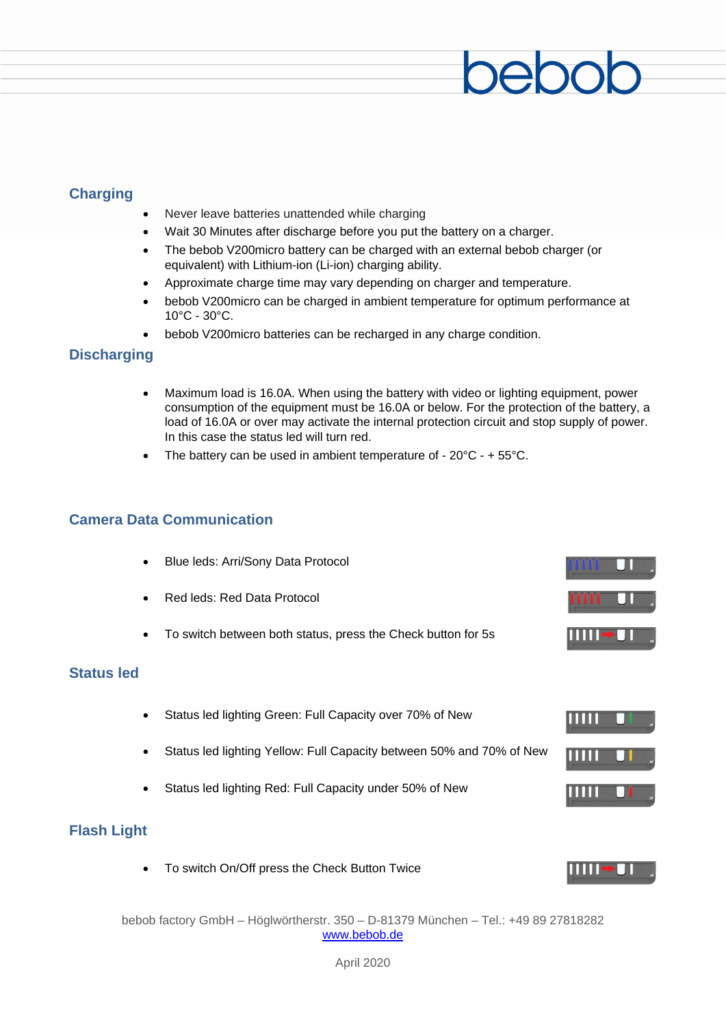## Charging

- Never leave batteries unattended while charging
- Wait 30 Minutes after discharge before you put the battery on a charger.
- The bebob V200micro battery can be charged with an external bebob charger (or equivalent) with Lithium-ion (Li-ion) charging ability.
- Approximate charge time may vary depending on charger and temperature.
- bebob V200micro can be charged in ambient temperature for optimum performance at 10°C - 30°C.
- bebob V200micro batteries can be recharged in any charge condition.

## Discharging

- Maximum load is 16.0A. When using the battery with video or lighting equipment, power consumption of the equipment must be 16.0A or below. For the protection of the battery, a load of 16.0A or over may activate the internal protection circuit and stop supply of power. In this case the status led will turn red.
- The battery can be used in ambient temperature of - 20°C - + 55°C.

## Camera Data Communication

- Blue leds: Arri/Sony Data Protocol
- Red leds: Red Data Protocol
- To switch between both status, press the Check button for 5s

## Status led

- Status led lighting Green: Full Capacity over 70% of New
- Status led lighting Yellow: Full Capacity between 50% and 70% of New
- Status led lighting Red: Full Capacity under 50% of New

## Flash Light

- To switch On/Off press the Check Button Twice

bebob factory GmbH – Höglwörtherstr. 350 – D-81379 München – Tel.: +49 89 27818282
www.bebob.de

April 2020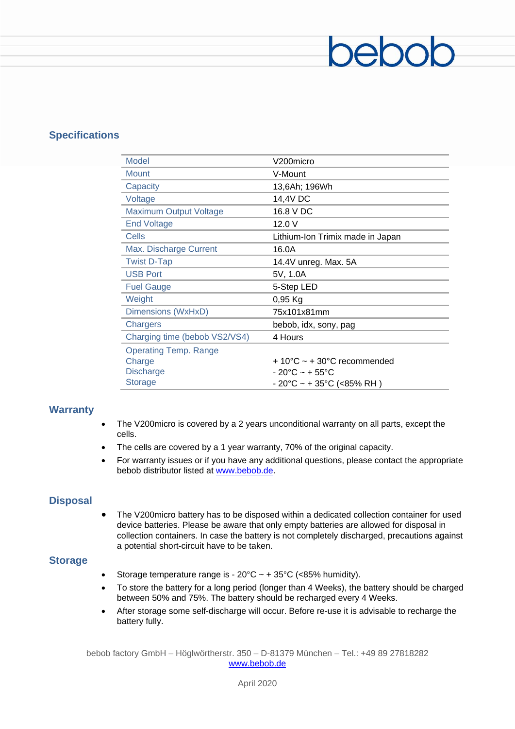bebob

## Specifications

| Model | V200micro |
|---|---|
| Mount | V-Mount |
| Capacity | 13,6Ah; 196Wh |
| Voltage | 14,4V DC |
| Maximum Output Voltage | 16.8 V DC |
| End Voltage | 12.0 V |
| Cells | Lithium-Ion Trimix made in Japan |
| Max. Discharge Current | 16.0A |
| Twist D-Tap | 14.4V unreg. Max. 5A |
| USB Port | 5V, 1.0A |
| Fuel Gauge | 5-Step LED |
| Weight | 0,95 Kg |
| Dimensions (WxHxD) | 75x101x81mm |
| Chargers | bebob, idx, sony, pag |
| Charging time (bebob VS2/VS4) | 4 Hours |
| Operating Temp. Range<br>Charge<br>Discharge<br>Storage | <br>+ 10°C ~ + 30°C recommended<br>- 20°C ~ + 55°C<br>- 20°C ~ + 35°C (<85% RH ) |

## Warranty

- The V200micro is covered by a 2 years unconditional warranty on all parts, except the cells.
- The cells are covered by a 1 year warranty, 70% of the original capacity.
- For warranty issues or if you have any additional questions, please contact the appropriate bebob distributor listed at www.bebob.de.

## Disposal

- The V200micro battery has to be disposed within a dedicated collection container for used device batteries. Please be aware that only empty batteries are allowed for disposal in collection containers. In case the battery is not completely discharged, precautions against a potential short-circuit have to be taken.

## Storage

- Storage temperature range is - 20°C ~ + 35°C (<85% humidity).
- To store the battery for a long period (longer than 4 Weeks), the battery should be charged between 50% and 75%. The battery should be recharged every 4 Weeks.
- After storage some self-discharge will occur. Before re-use it is advisable to recharge the battery fully.

bebob factory GmbH – Höglwörtherstr. 350 – D-81379 München – Tel.: +49 89 27818282
www.bebob.de

April 2020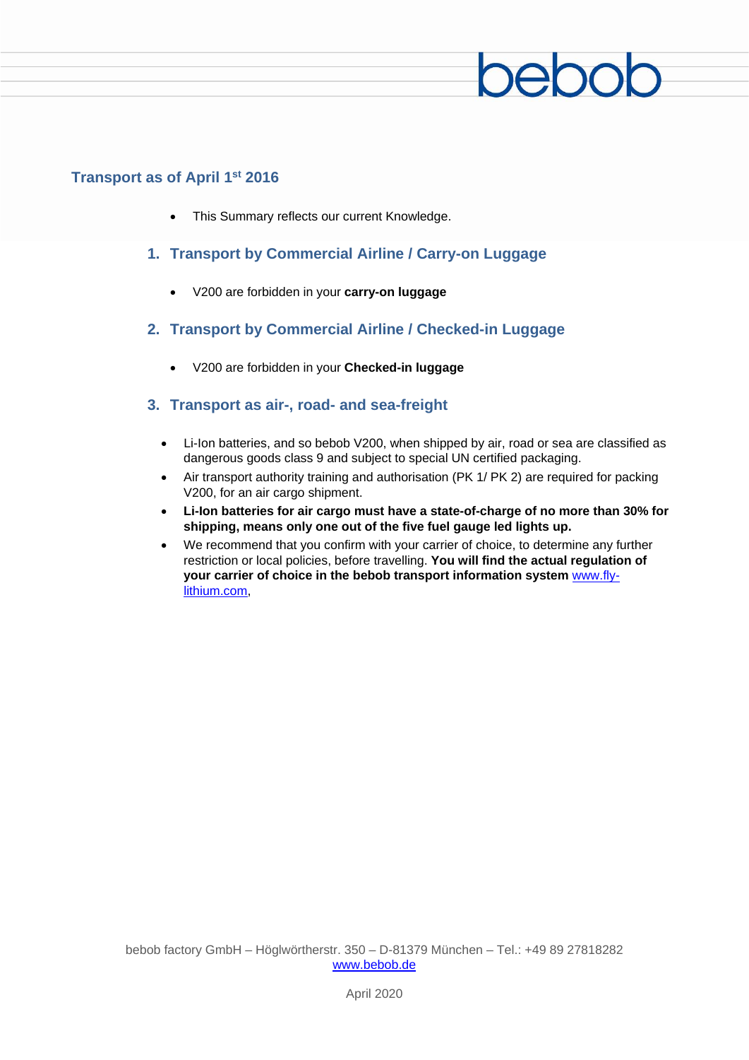bebob

## Transport as of April 1st 2016

- This Summary reflects our current Knowledge.

### 1. Transport by Commercial Airline / Carry-on Luggage

- V200 are forbidden in your **carry-on luggage**

### 2. Transport by Commercial Airline / Checked-in Luggage

- V200 are forbidden in your **Checked-in luggage**

### 3. Transport as air-, road- and sea-freight

- Li-Ion batteries, and so bebob V200, when shipped by air, road or sea are classified as dangerous goods class 9 and subject to special UN certified packaging.
- Air transport authority training and authorisation (PK 1/ PK 2) are required for packing V200, for an air cargo shipment.
- **Li-Ion batteries for air cargo must have a state-of-charge of no more than 30% for shipping, means only one out of the five fuel gauge led lights up.**
- We recommend that you confirm with your carrier of choice, to determine any further restriction or local policies, before travelling. **You will find the actual regulation of your carrier of choice in the bebob transport information system** [www.fly-lithium.com](http://www.fly-lithium.com),

bebob factory GmbH – Höglwörtherstr. 350 – D-81379 München – Tel.: +49 89 27818282
[www.bebob.de](http://www.bebob.de)

April 2020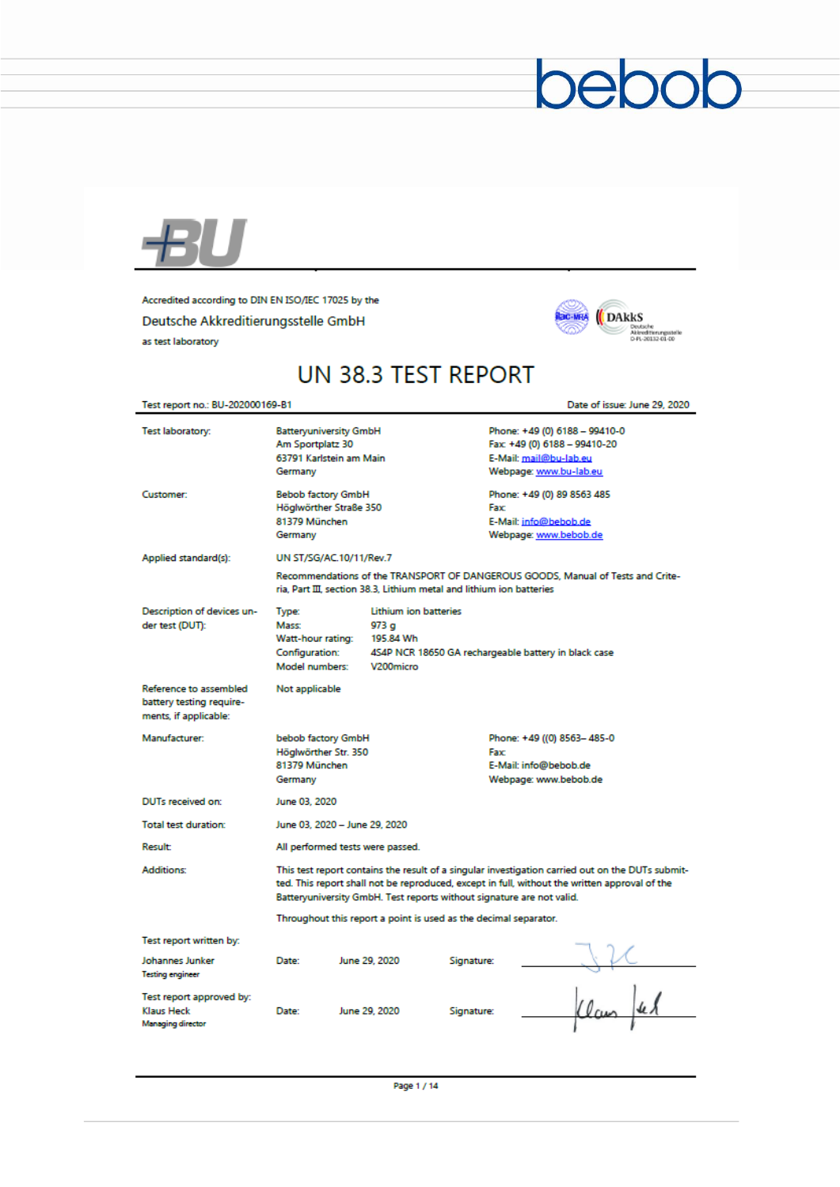bebob

BU

Accredited according to DIN EN ISO/IEC 17025 by the

Deutsche Akkreditierungsstelle GmbH

as test laboratory

# UN 38.3 TEST REPORT

Test report no.: BU-202000169-B1 | Date of issue: June 29, 2020

| | | |
|---|---|---|
| Test laboratory: | Batteryuniversity GmbH<br>Am Sportplatz 30<br>63791 Karlstein am Main<br>Germany | Phone: +49 (0) 6188 – 99410-0<br>Fax: +49 (0) 6188 – 99410-20<br>E-Mail: mail@bu-lab.eu<br>Webpage: www.bu-lab.eu |
| Customer: | Bebob factory GmbH<br>Höglwörther Straße 350<br>81379 München<br>Germany | Phone: +49 (0) 89 8563 485<br>Fax:<br>E-Mail: info@bebob.de<br>Webpage: www.bebob.de |
| Applied standard(s): | UN ST/SG/AC.10/11/Rev.7<br><br>Recommendations of the TRANSPORT OF DANGEROUS GOODS, Manual of Tests and Criteria, Part III, section 38.3, Lithium metal and lithium ion batteries | |
| Description of devices under test (DUT): | Type: Lithium ion batteries<br>Mass: 973 g<br>Watt-hour rating: 195.84 Wh<br>Configuration: 4S4P NCR 18650 GA rechargeable battery in black case<br>Model numbers: V200micro | |
| Reference to assembled battery testing requirements, if applicable: | Not applicable | |
| Manufacturer: | bebob factory GmbH<br>Höglwörther Str. 350<br>81379 München<br>Germany | Phone: +49 ((0) 8563– 485-0<br>Fax:<br>E-Mail: info@bebob.de<br>Webpage: www.bebob.de |
| DUTs received on: | June 03, 2020 | |
| Total test duration: | June 03, 2020 – June 29, 2020 | |
| Result: | All performed tests were passed. | |
| Additions: | This test report contains the result of a singular investigation carried out on the DUTs submitted. This report shall not be reproduced, except in full, without the written approval of the Batteryuniversity GmbH. Test reports without signature are not valid.<br><br>Throughout this report a point is used as the decimal separator. | |

| | | |
|---|---|---|
| Test report written by:<br>Johannes Junker<br>*Testing engineer* | Date: June 29, 2020 | Signature: |
| Test report approved by:<br>Klaus Heck<br>*Managing director* | Date: June 29, 2020 | Signature: |